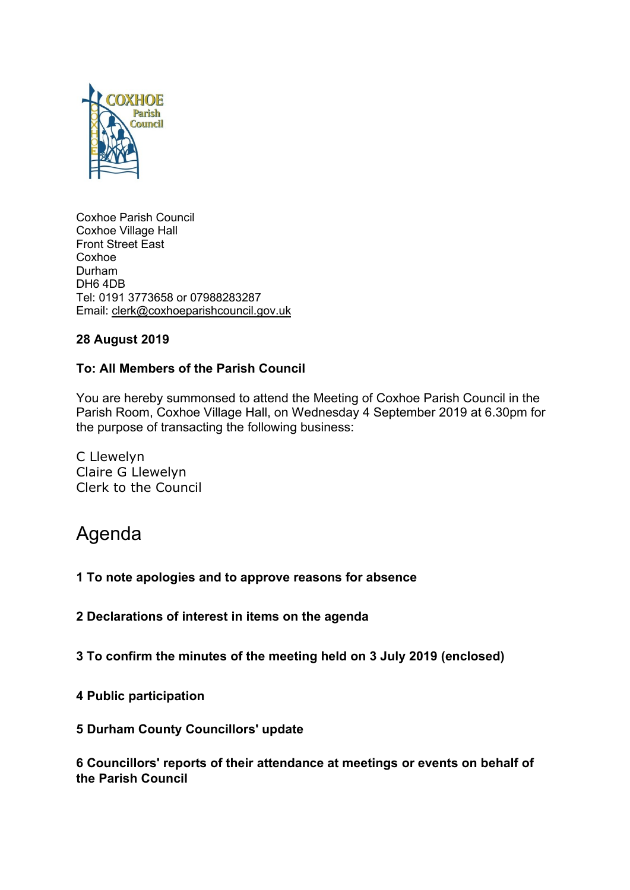Coxhoe Parish Council
Coxhoe Village Hall
Front Street East
Coxhoe
Durham
DH6 4DB
Tel: 0191 3773658 or 07988283287
Email: clerk@coxhoeparishcouncil.gov.uk

**28 August 2019**

**To: All Members of the Parish Council**

You are hereby summonsed to attend the Meeting of Coxhoe Parish Council in the Parish Room, Coxhoe Village Hall, on Wednesday 4 September 2019 at 6.30pm for the purpose of transacting the following business:

C Llewelyn
Claire G Llewelyn
Clerk to the Council

# Agenda

**1 To note apologies and to approve reasons for absence**

**2 Declarations of interest in items on the agenda**

**3 To confirm the minutes of the meeting held on 3 July 2019 (enclosed)**

**4 Public participation**

**5 Durham County Councillors' update**

**6 Councillors' reports of their attendance at meetings or events on behalf of the Parish Council**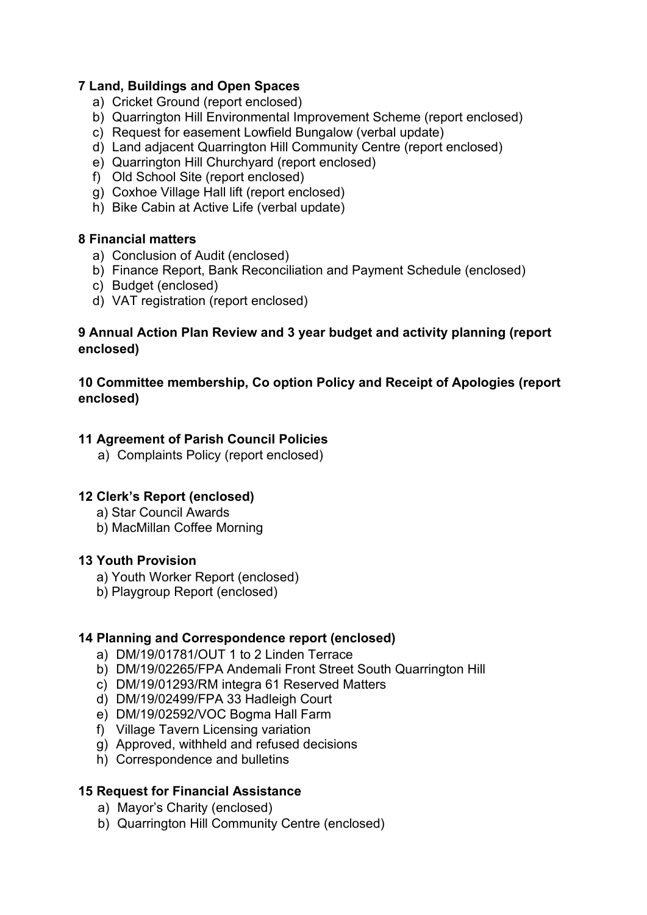**7 Land, Buildings and Open Spaces**

a) Cricket Ground (report enclosed)
b) Quarrington Hill Environmental Improvement Scheme (report enclosed)
c) Request for easement Lowfield Bungalow (verbal update)
d) Land adjacent Quarrington Hill Community Centre (report enclosed)
e) Quarrington Hill Churchyard (report enclosed)
f) Old School Site (report enclosed)
g) Coxhoe Village Hall lift (report enclosed)
h) Bike Cabin at Active Life (verbal update)

**8 Financial matters**

a) Conclusion of Audit (enclosed)
b) Finance Report, Bank Reconciliation and Payment Schedule (enclosed)
c) Budget (enclosed)
d) VAT registration (report enclosed)

**9 Annual Action Plan Review and 3 year budget and activity planning (report enclosed)**

**10 Committee membership, Co option Policy and Receipt of Apologies (report enclosed)**

**11 Agreement of Parish Council Policies**

a) Complaints Policy (report enclosed)

**12 Clerk's Report (enclosed)**

a) Star Council Awards
b) MacMillan Coffee Morning

**13 Youth Provision**

a) Youth Worker Report (enclosed)
b) Playgroup Report (enclosed)

**14 Planning and Correspondence report (enclosed)**

a) DM/19/01781/OUT 1 to 2 Linden Terrace
b) DM/19/02265/FPA Andemali Front Street South Quarrington Hill
c) DM/19/01293/RM integra 61 Reserved Matters
d) DM/19/02499/FPA 33 Hadleigh Court
e) DM/19/02592/VOC Bogma Hall Farm
f) Village Tavern Licensing variation
g) Approved, withheld and refused decisions
h) Correspondence and bulletins

**15 Request for Financial Assistance**

a) Mayor's Charity (enclosed)
b) Quarrington Hill Community Centre (enclosed)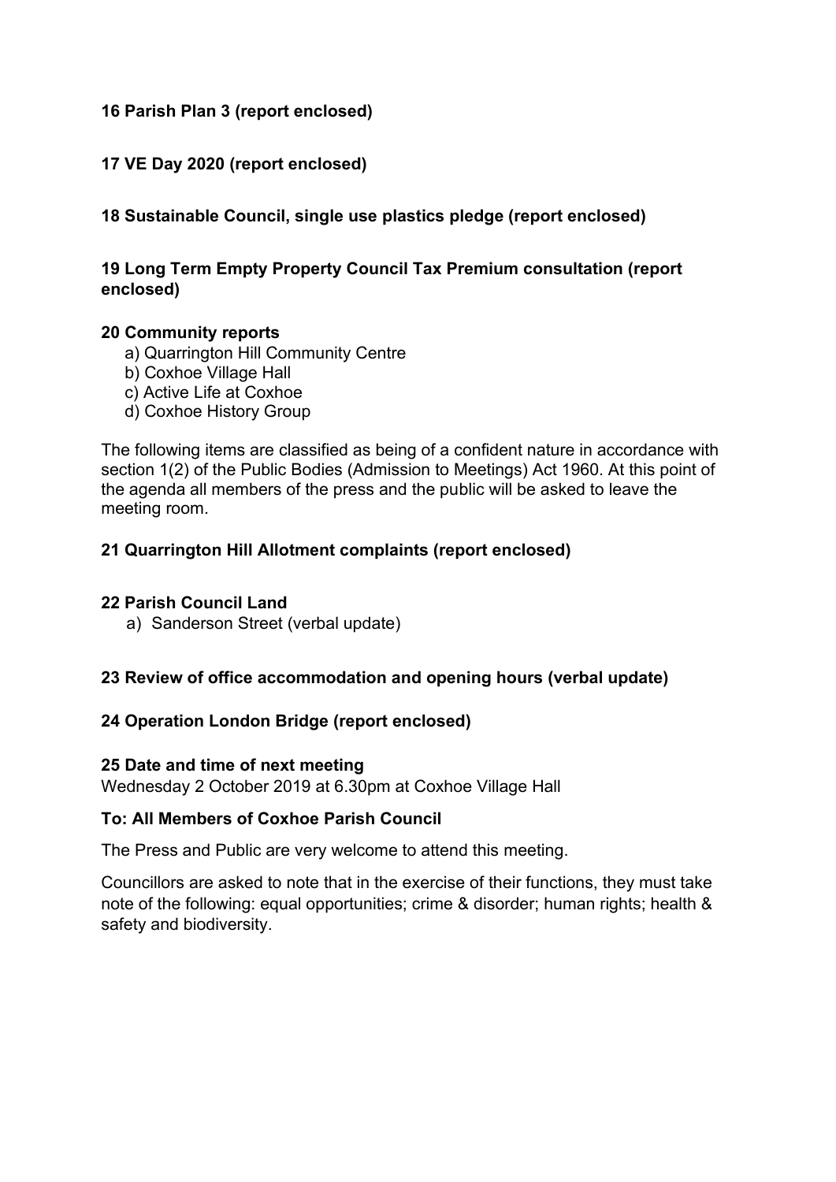**16 Parish Plan 3 (report enclosed)**

**17 VE Day 2020 (report enclosed)**

**18 Sustainable Council, single use plastics pledge (report enclosed)**

**19 Long Term Empty Property Council Tax Premium consultation (report enclosed)**

**20 Community reports**

a) Quarrington Hill Community Centre
b) Coxhoe Village Hall
c) Active Life at Coxhoe
d) Coxhoe History Group

The following items are classified as being of a confident nature in accordance with section 1(2) of the Public Bodies (Admission to Meetings) Act 1960. At this point of the agenda all members of the press and the public will be asked to leave the meeting room.

**21 Quarrington Hill Allotment complaints (report enclosed)**

**22 Parish Council Land**

a) Sanderson Street (verbal update)

**23 Review of office accommodation and opening hours (verbal update)**

**24 Operation London Bridge (report enclosed)**

**25 Date and time of next meeting**

Wednesday 2 October 2019 at 6.30pm at Coxhoe Village Hall

**To: All Members of Coxhoe Parish Council**

The Press and Public are very welcome to attend this meeting.

Councillors are asked to note that in the exercise of their functions, they must take note of the following: equal opportunities; crime & disorder; human rights; health & safety and biodiversity.